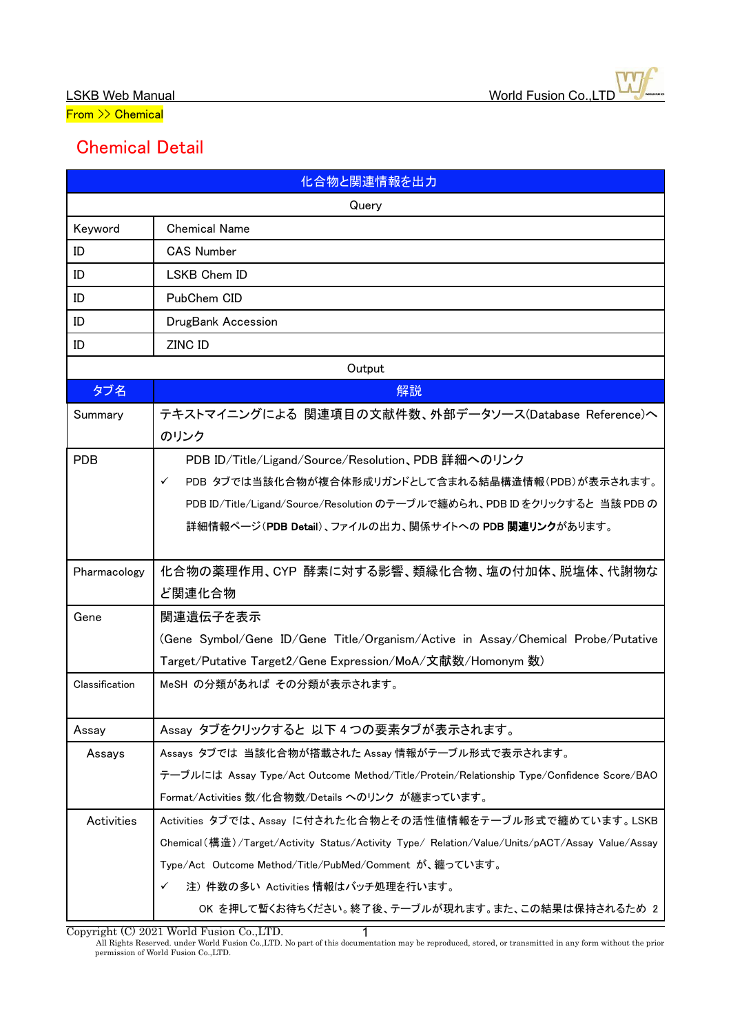From >> Chemical

# Chemical Detail

| 化合物と関連情報を出力 | |
|---|---|
| Query | |
| Keyword | Chemical Name |
| ID | CAS Number |
| ID | LSKB Chem ID |
| ID | PubChem CID |
| ID | DrugBank Accession |
| ID | ZINC ID |
| Output | |
| タブ名 | 解説 |
| Summary | テキストマイニングによる 関連項目の文献件数、外部データソース(Database Reference)へのリンク |
| PDB | PDB ID/Title/Ligand/Source/Resolution、PDB 詳細へのリンク<br>✓ PDB タブでは当該化合物が複合体形成リガンドとして含まれる結晶構造情報(PDB)が表示されます。PDB ID/Title/Ligand/Source/Resolution のテーブルで纏められ、PDB ID をクリックすると 当該 PDB の詳細情報ページ(**PDB Detail**)、ファイルの出力、関係サイトへの **PDB 関連リンク**があります。 |
| Pharmacology | 化合物の薬理作用、CYP 酵素に対する影響、類縁化合物、塩の付加体、脱塩体、代謝物など関連化合物 |
| Gene | 関連遺伝子を表示<br>(Gene Symbol/Gene ID/Gene Title/Organism/Active in Assay/Chemical Probe/Putative Target/Putative Target2/Gene Expression/MoA/文献数/Homonym 数) |
| Classification | MeSH の分類があれば その分類が表示されます。 |
| Assay | Assay タブをクリックすると 以下 4 つの要素タブが表示されます。 |
| Assays | Assays タブでは 当該化合物が搭載された Assay 情報がテーブル形式で表示されます。<br>テーブルには Assay Type/Act Outcome Method/Title/Protein/Relationship Type/Confidence Score/BAO Format/Activities 数/化合物数/Details へのリンク が纏まっています。 |
| Activities | Activities タブでは、Assay に付された化合物とその活性値情報をテーブル形式で纏めています。LSKB Chemical(構造)/Target/Activity Status/Activity Type/ Relation/Value/Units/pACT/Assay Value/Assay Type/Act Outcome Method/Title/PubMed/Comment が、纏っています。<br>✓ 注) 件数の多い Activities 情報はバッチ処理を行います。<br>OK を押して暫くお待ちください。終了後、テーブルが現れます。また、この結果は保持されるため 2 |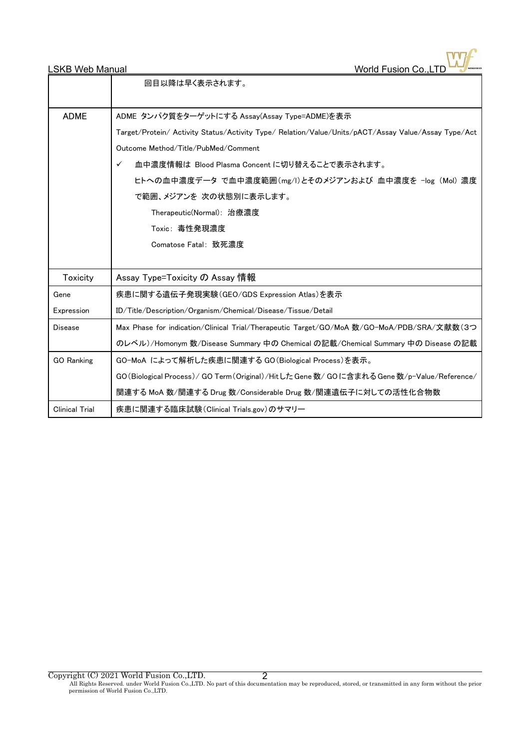| | |
|---|---|
| | 回目以降は早く表示されます。 |
| ADME | ADME タンパク質をターゲットにする Assay(Assay Type=ADME)を表示<br>Target/Protein/ Activity Status/Activity Type/ Relation/Value/Units/pACT/Assay Value/Assay Type/Act Outcome Method/Title/PubMed/Comment<br>✓ 血中濃度情報は Blood Plasma Concent に切り替えることで表示されます。<br>ヒトへの血中濃度データ で血中濃度範囲(mg/l)とそのメジアンおよび 血中濃度を −log (Mol) 濃度で範囲、メジアンを 次の状態別に表示します。<br>Therapeutic(Normal): 治療濃度<br>Toxic: 毒性発現濃度<br>Comatose Fatal: 致死濃度 |
| Toxicity | Assay Type=Toxicity の Assay 情報 |
| Gene Expression | 疾患に関する遺伝子発現実験(GEO/GDS Expression Atlas)を表示<br>ID/Title/Description/Organism/Chemical/Disease/Tissue/Detail |
| Disease | Max Phase for indication/Clinical Trial/Therapeutic Target/GO/MoA 数/GO-MoA/PDB/SRA/文献数(3つのレベル)/Homonym 数/Disease Summary 中の Chemical の記載/Chemical Summary 中の Disease の記載 |
| GO Ranking | GO-MoA によって解析した疾患に関連する GO(Biological Process)を表示。<br>GO(Biological Process)/ GO Term(Original)/Hit した Gene 数/ GO に含まれる Gene 数/p-Value/Reference/関連する MoA 数/関連する Drug 数/Considerable Drug 数/関連遺伝子に対しての活性化合物数 |
| Clinical Trial | 疾患に関連する臨床試験(Clinical Trials.gov)のサマリー |